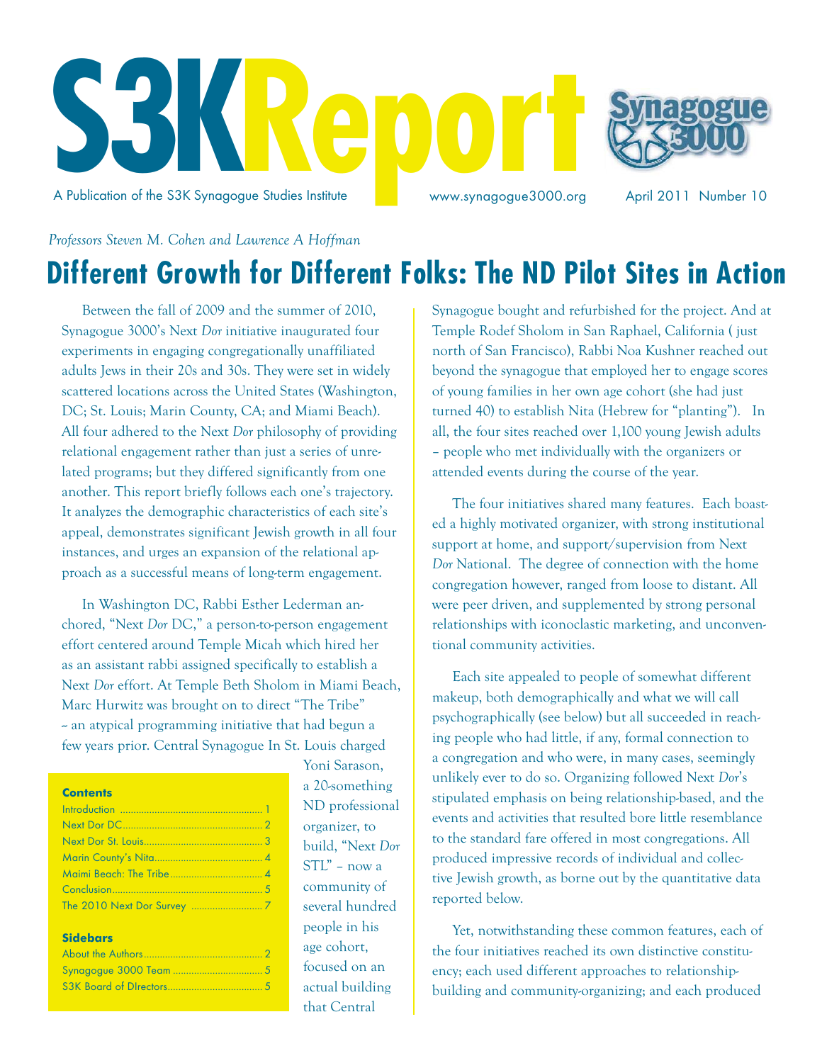# S3K Report

A Publication of the S3K Synagogue Studies Institute | www.synagogue3000.org | April 2011 Number 10

*Professors Steven M. Cohen and Lawrence A Hoffman*

## Different Growth for Different Folks: The ND Pilot Sites in Action

Between the fall of 2009 and the summer of 2010, Synagogue 3000's Next *Dor* initiative inaugurated four experiments in engaging congregationally unaffiliated adults Jews in their 20s and 30s. They were set in widely scattered locations across the United States (Washington, DC; St. Louis; Marin County, CA; and Miami Beach). All four adhered to the Next *Dor* philosophy of providing relational engagement rather than just a series of unrelated programs; but they differed significantly from one another. This report briefly follows each one's trajectory. It analyzes the demographic characteristics of each site's appeal, demonstrates significant Jewish growth in all four instances, and urges an expansion of the relational approach as a successful means of long-term engagement.

In Washington DC, Rabbi Esther Lederman anchored, "Next *Dor* DC," a person-to-person engagement effort centered around Temple Micah which hired her as an assistant rabbi assigned specifically to establish a Next *Dor* effort. At Temple Beth Sholom in Miami Beach, Marc Hurwitz was brought on to direct "The Tribe" – an atypical programming initiative that had begun a few years prior. Central Synagogue In St. Louis charged Yoni Sarason, a 20-something ND professional organizer, to build, "Next *Dor* STL" – now a community of several hundred people in his age cohort, focused on an actual building that Central Synagogue bought and refurbished for the project. And at Temple Rodef Sholom in San Raphael, California ( just north of San Francisco), Rabbi Noa Kushner reached out beyond the synagogue that employed her to engage scores of young families in her own age cohort (she had just turned 40) to establish Nita (Hebrew for "planting"). In all, the four sites reached over 1,100 young Jewish adults – people who met individually with the organizers or attended events during the course of the year.

**Contents**

- Introduction ... 1
- Next Dor DC ... 2
- Next Dor St. Louis ... 3
- Marin County's Nita ... 4
- Maimi Beach: The Tribe ... 4
- Conclusion ... 5
- The 2010 Next Dor Survey ... 7

**Sidebars**

- About the Authors ... 2
- Synagogue 3000 Team ... 5
- S3K Board of DIrectors ... 5

The four initiatives shared many features. Each boasted a highly motivated organizer, with strong institutional support at home, and support/supervision from Next *Dor* National. The degree of connection with the home congregation however, ranged from loose to distant. All were peer driven, and supplemented by strong personal relationships with iconoclastic marketing, and unconventional community activities.

Each site appealed to people of somewhat different makeup, both demographically and what we will call psychographically (see below) but all succeeded in reaching people who had little, if any, formal connection to a congregation and who were, in many cases, seemingly unlikely ever to do so. Organizing followed Next *Dor*'s stipulated emphasis on being relationship-based, and the events and activities that resulted bore little resemblance to the standard fare offered in most congregations. All produced impressive records of individual and collective Jewish growth, as borne out by the quantitative data reported below.

Yet, notwithstanding these common features, each of the four initiatives reached its own distinctive constituency; each used different approaches to relationship-building and community-organizing; and each produced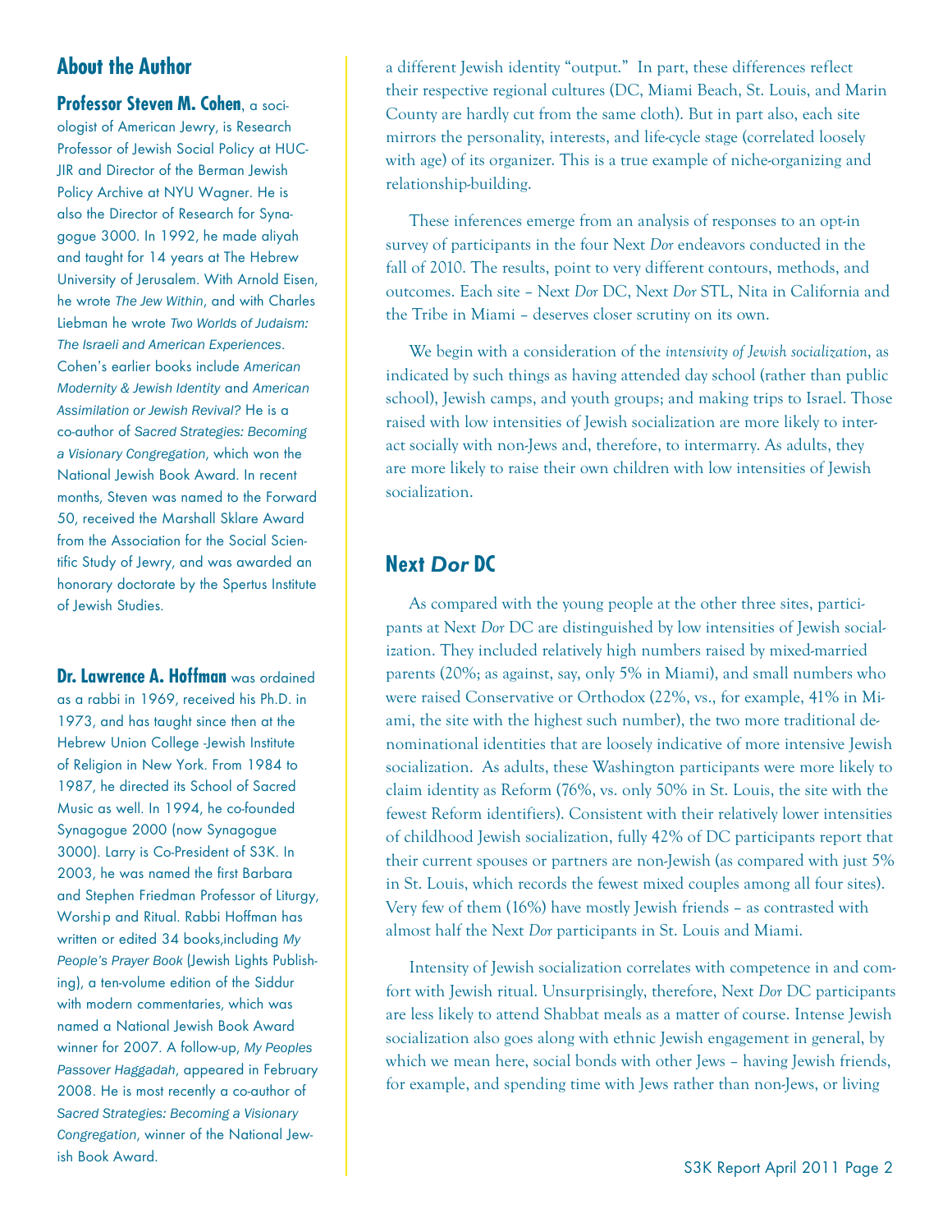## About the Author

**Professor Steven M. Cohen**, a sociologist of American Jewry, is Research Professor of Jewish Social Policy at HUC-JIR and Director of the Berman Jewish Policy Archive at NYU Wagner. He is also the Director of Research for Synagogue 3000. In 1992, he made aliyah and taught for 14 years at The Hebrew University of Jerusalem. With Arnold Eisen, he wrote *The Jew Within*, and with Charles Liebman he wrote *Two Worlds of Judaism: The Israeli and American Experiences*. Cohen's earlier books include *American Modernity & Jewish Identity* and *American Assimilation or Jewish Revival?* He is a co-author of *Sacred Strategies: Becoming a Visionary Congregation*, which won the National Jewish Book Award. In recent months, Steven was named to the Forward 50, received the Marshall Sklare Award from the Association for the Social Scientific Study of Jewry, and was awarded an honorary doctorate by the Spertus Institute of Jewish Studies.

**Dr. Lawrence A. Hoffman** was ordained as a rabbi in 1969, received his Ph.D. in 1973, and has taught since then at the Hebrew Union College -Jewish Institute of Religion in New York. From 1984 to 1987, he directed its School of Sacred Music as well. In 1994, he co-founded Synagogue 2000 (now Synagogue 3000). Larry is Co-President of S3K. In 2003, he was named the first Barbara and Stephen Friedman Professor of Liturgy, Worship and Ritual. Rabbi Hoffman has written or edited 34 books,including *My People's Prayer Book* (Jewish Lights Publishing), a ten-volume edition of the Siddur with modern commentaries, which was named a National Jewish Book Award winner for 2007. A follow-up, *My Peoples Passover Haggadah*, appeared in February 2008. He is most recently a co-author of *Sacred Strategies: Becoming a Visionary Congregation*, winner of the National Jewish Book Award.

a different Jewish identity "output." In part, these differences reflect their respective regional cultures (DC, Miami Beach, St. Louis, and Marin County are hardly cut from the same cloth). But in part also, each site mirrors the personality, interests, and life-cycle stage (correlated loosely with age) of its organizer. This is a true example of niche-organizing and relationship-building.

These inferences emerge from an analysis of responses to an opt-in survey of participants in the four Next *Dor* endeavors conducted in the fall of 2010. The results, point to very different contours, methods, and outcomes. Each site – Next *Dor* DC, Next *Dor* STL, Nita in California and the Tribe in Miami – deserves closer scrutiny on its own.

We begin with a consideration of the *intensivity of Jewish socialization*, as indicated by such things as having attended day school (rather than public school), Jewish camps, and youth groups; and making trips to Israel. Those raised with low intensities of Jewish socialization are more likely to interact socially with non-Jews and, therefore, to intermarry. As adults, they are more likely to raise their own children with low intensities of Jewish socialization.

## Next *Dor* DC

As compared with the young people at the other three sites, participants at Next *Dor* DC are distinguished by low intensities of Jewish socialization. They included relatively high numbers raised by mixed-married parents (20%; as against, say, only 5% in Miami), and small numbers who were raised Conservative or Orthodox (22%, vs., for example, 41% in Miami, the site with the highest such number), the two more traditional denominational identities that are loosely indicative of more intensive Jewish socialization. As adults, these Washington participants were more likely to claim identity as Reform (76%, vs. only 50% in St. Louis, the site with the fewest Reform identifiers). Consistent with their relatively lower intensities of childhood Jewish socialization, fully 42% of DC participants report that their current spouses or partners are non-Jewish (as compared with just 5% in St. Louis, which records the fewest mixed couples among all four sites). Very few of them (16%) have mostly Jewish friends – as contrasted with almost half the Next *Dor* participants in St. Louis and Miami.

Intensity of Jewish socialization correlates with competence in and comfort with Jewish ritual. Unsurprisingly, therefore, Next *Dor* DC participants are less likely to attend Shabbat meals as a matter of course. Intense Jewish socialization also goes along with ethnic Jewish engagement in general, by which we mean here, social bonds with other Jews – having Jewish friends, for example, and spending time with Jews rather than non-Jews, or living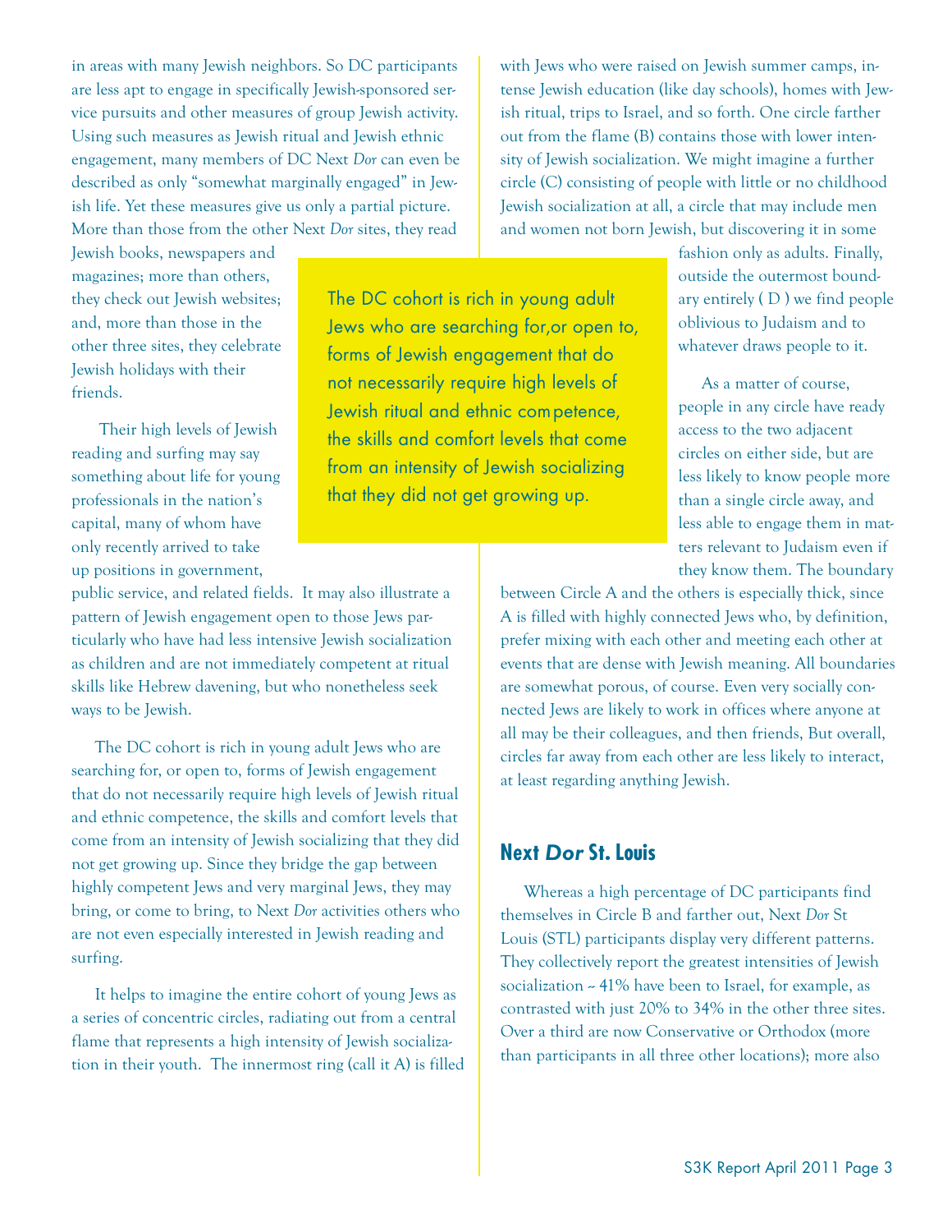in areas with many Jewish neighbors. So DC participants are less apt to engage in specifically Jewish-sponsored service pursuits and other measures of group Jewish activity. Using such measures as Jewish ritual and Jewish ethnic engagement, many members of DC Next *Dor* can even be described as only "somewhat marginally engaged" in Jewish life. Yet these measures give us only a partial picture. More than those from the other Next *Dor* sites, they read Jewish books, newspapers and magazines; more than others, they check out Jewish websites; and, more than those in the other three sites, they celebrate Jewish holidays with their friends.

Their high levels of Jewish reading and surfing may say something about life for young professionals in the nation's capital, many of whom have only recently arrived to take up positions in government, public service, and related fields. It may also illustrate a pattern of Jewish engagement open to those Jews particularly who have had less intensive Jewish socialization as children and are not immediately competent at ritual skills like Hebrew davening, but who nonetheless seek ways to be Jewish.

> The DC cohort is rich in young adult Jews who are searching for,or open to, forms of Jewish engagement that do not necessarily require high levels of Jewish ritual and ethnic competence, the skills and comfort levels that come from an intensity of Jewish socializing that they did not get growing up.

The DC cohort is rich in young adult Jews who are searching for, or open to, forms of Jewish engagement that do not necessarily require high levels of Jewish ritual and ethnic competence, the skills and comfort levels that come from an intensity of Jewish socializing that they did not get growing up. Since they bridge the gap between highly competent Jews and very marginal Jews, they may bring, or come to bring, to Next *Dor* activities others who are not even especially interested in Jewish reading and surfing.

It helps to imagine the entire cohort of young Jews as a series of concentric circles, radiating out from a central flame that represents a high intensity of Jewish socialization in their youth. The innermost ring (call it A) is filled with Jews who were raised on Jewish summer camps, intense Jewish education (like day schools), homes with Jewish ritual, trips to Israel, and so forth. One circle farther out from the flame (B) contains those with lower intensity of Jewish socialization. We might imagine a further circle (C) consisting of people with little or no childhood Jewish socialization at all, a circle that may include men and women not born Jewish, but discovering it in some fashion only as adults. Finally, outside the outermost boundary entirely ( D ) we find people oblivious to Judaism and to whatever draws people to it.

As a matter of course, people in any circle have ready access to the two adjacent circles on either side, but are less likely to know people more than a single circle away, and less able to engage them in matters relevant to Judaism even if they know them. The boundary between Circle A and the others is especially thick, since A is filled with highly connected Jews who, by definition, prefer mixing with each other and meeting each other at events that are dense with Jewish meaning. All boundaries are somewhat porous, of course. Even very socially connected Jews are likely to work in offices where anyone at all may be their colleagues, and then friends, But overall, circles far away from each other are less likely to interact, at least regarding anything Jewish.

## Next *Dor* St. Louis

Whereas a high percentage of DC participants find themselves in Circle B and farther out, Next *Dor* St Louis (STL) participants display very different patterns. They collectively report the greatest intensities of Jewish socialization -- 41% have been to Israel, for example, as contrasted with just 20% to 34% in the other three sites. Over a third are now Conservative or Orthodox (more than participants in all three other locations); more also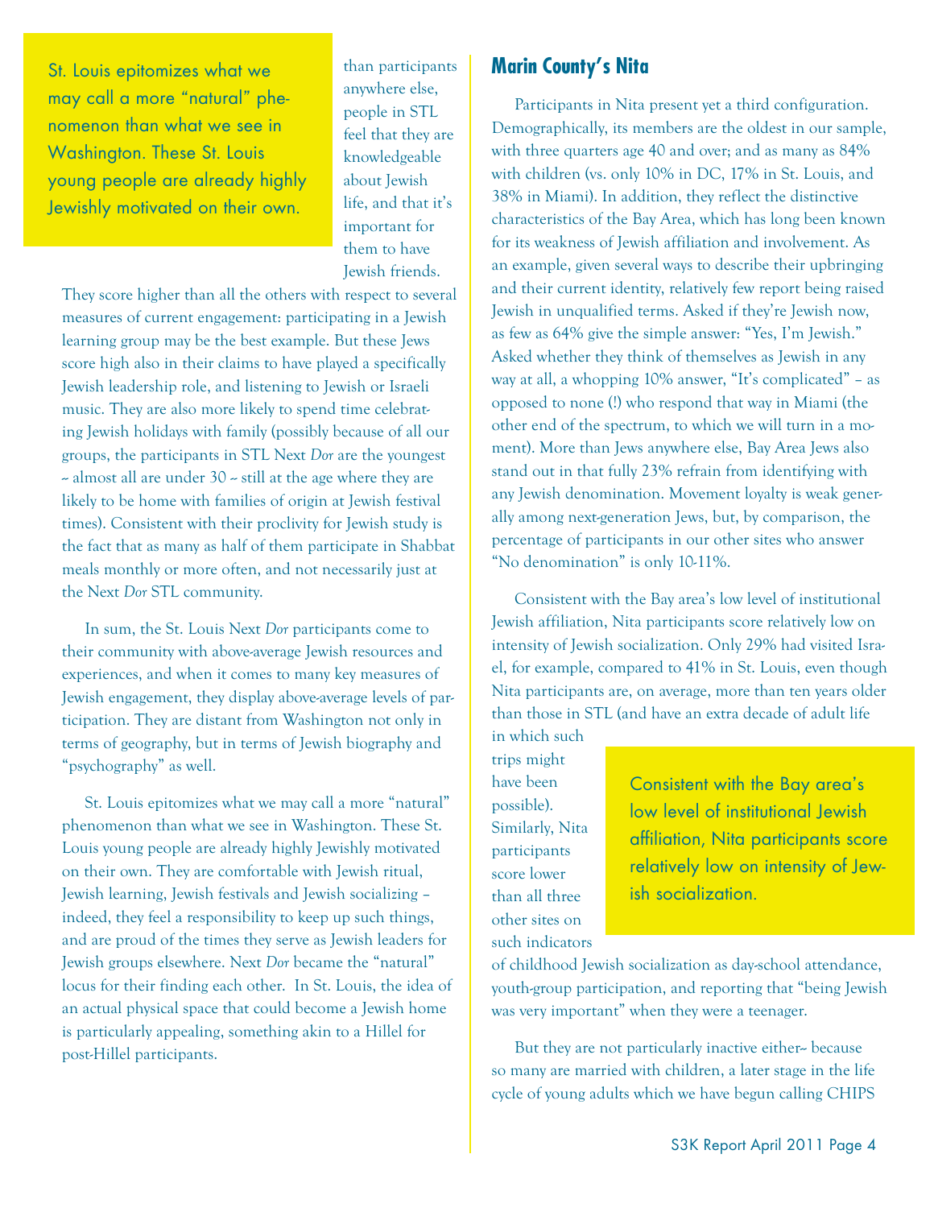> St. Louis epitomizes what we may call a more "natural" phenomenon than what we see in Washington. These St. Louis young people are already highly Jewishly motivated on their own.

than participants anywhere else, people in STL feel that they are knowledgeable about Jewish life, and that it's important for them to have Jewish friends. They score higher than all the others with respect to several measures of current engagement: participating in a Jewish learning group may be the best example. But these Jews score high also in their claims to have played a specifically Jewish leadership role, and listening to Jewish or Israeli music. They are also more likely to spend time celebrating Jewish holidays with family (possibly because of all our groups, the participants in STL Next *Dor* are the youngest -- almost all are under 30 -- still at the age where they are likely to be home with families of origin at Jewish festival times). Consistent with their proclivity for Jewish study is the fact that as many as half of them participate in Shabbat meals monthly or more often, and not necessarily just at the Next *Dor* STL community.

In sum, the St. Louis Next *Dor* participants come to their community with above-average Jewish resources and experiences, and when it comes to many key measures of Jewish engagement, they display above-average levels of participation. They are distant from Washington not only in terms of geography, but in terms of Jewish biography and "psychography" as well.

St. Louis epitomizes what we may call a more "natural" phenomenon than what we see in Washington. These St. Louis young people are already highly Jewishly motivated on their own. They are comfortable with Jewish ritual, Jewish learning, Jewish festivals and Jewish socializing – indeed, they feel a responsibility to keep up such things, and are proud of the times they serve as Jewish leaders for Jewish groups elsewhere. Next *Dor* became the "natural" locus for their finding each other. In St. Louis, the idea of an actual physical space that could become a Jewish home is particularly appealing, something akin to a Hillel for post-Hillel participants.

## Marin County's Nita

Participants in Nita present yet a third configuration. Demographically, its members are the oldest in our sample, with three quarters age 40 and over; and as many as 84% with children (vs. only 10% in DC, 17% in St. Louis, and 38% in Miami). In addition, they reflect the distinctive characteristics of the Bay Area, which has long been known for its weakness of Jewish affiliation and involvement. As an example, given several ways to describe their upbringing and their current identity, relatively few report being raised Jewish in unqualified terms. Asked if they're Jewish now, as few as 64% give the simple answer: "Yes, I'm Jewish." Asked whether they think of themselves as Jewish in any way at all, a whopping 10% answer, "It's complicated" – as opposed to none (!) who respond that way in Miami (the other end of the spectrum, to which we will turn in a moment). More than Jews anywhere else, Bay Area Jews also stand out in that fully 23% refrain from identifying with any Jewish denomination. Movement loyalty is weak generally among next-generation Jews, but, by comparison, the percentage of participants in our other sites who answer "No denomination" is only 10-11%.

Consistent with the Bay area's low level of institutional Jewish affiliation, Nita participants score relatively low on intensity of Jewish socialization. Only 29% had visited Israel, for example, compared to 41% in St. Louis, even though Nita participants are, on average, more than ten years older than those in STL (and have an extra decade of adult life in which such trips might have been possible). Similarly, Nita participants score lower than all three other sites on such indicators of childhood Jewish socialization as day-school attendance, youth-group participation, and reporting that "being Jewish was very important" when they were a teenager.

> Consistent with the Bay area's low level of institutional Jewish affiliation, Nita participants score relatively low on intensity of Jewish socialization.

But they are not particularly inactive either-- because so many are married with children, a later stage in the life cycle of young adults which we have begun calling CHIPS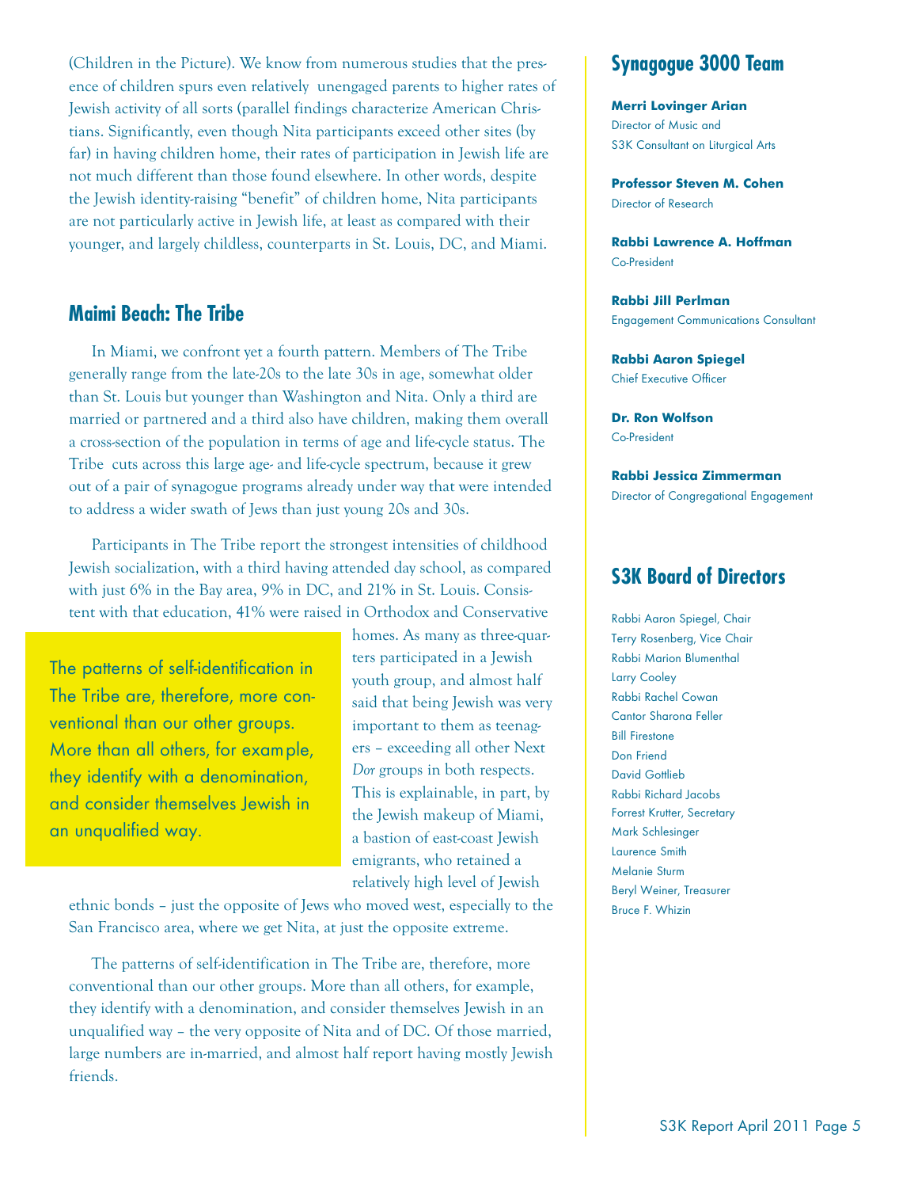(Children in the Picture). We know from numerous studies that the presence of children spurs even relatively unengaged parents to higher rates of Jewish activity of all sorts (parallel findings characterize American Christians. Significantly, even though Nita participants exceed other sites (by far) in having children home, their rates of participation in Jewish life are not much different than those found elsewhere. In other words, despite the Jewish identity-raising "benefit" of children home, Nita participants are not particularly active in Jewish life, at least as compared with their younger, and largely childless, counterparts in St. Louis, DC, and Miami.

## Maimi Beach: The Tribe

In Miami, we confront yet a fourth pattern. Members of The Tribe generally range from the late-20s to the late 30s in age, somewhat older than St. Louis but younger than Washington and Nita. Only a third are married or partnered and a third also have children, making them overall a cross-section of the population in terms of age and life-cycle status. The Tribe cuts across this large age- and life-cycle spectrum, because it grew out of a pair of synagogue programs already under way that were intended to address a wider swath of Jews than just young 20s and 30s.

Participants in The Tribe report the strongest intensities of childhood Jewish socialization, with a third having attended day school, as compared with just 6% in the Bay area, 9% in DC, and 21% in St. Louis. Consistent with that education, 41% were raised in Orthodox and Conservative homes. As many as three-quarters participated in a Jewish youth group, and almost half said that being Jewish was very important to them as teenagers – exceeding all other Next *Dor* groups in both respects. This is explainable, in part, by the Jewish makeup of Miami, a bastion of east-coast Jewish emigrants, who retained a relatively high level of Jewish ethnic bonds – just the opposite of Jews who moved west, especially to the San Francisco area, where we get Nita, at just the opposite extreme.

> The patterns of self-identification in The Tribe are, therefore, more conventional than our other groups. More than all others, for example, they identify with a denomination, and consider themselves Jewish in an unqualified way.

The patterns of self-identification in The Tribe are, therefore, more conventional than our other groups. More than all others, for example, they identify with a denomination, and consider themselves Jewish in an unqualified way – the very opposite of Nita and of DC. Of those married, large numbers are in-married, and almost half report having mostly Jewish friends.

## Synagogue 3000 Team

**Merri Lovinger Arian**
Director of Music and
S3K Consultant on Liturgical Arts

**Professor Steven M. Cohen**
Director of Research

**Rabbi Lawrence A. Hoffman**
Co-President

**Rabbi Jill Perlman**
Engagement Communications Consultant

**Rabbi Aaron Spiegel**
Chief Executive Officer

**Dr. Ron Wolfson**
Co-President

**Rabbi Jessica Zimmerman**
Director of Congregational Engagement

## S3K Board of Directors

Rabbi Aaron Spiegel, Chair
Terry Rosenberg, Vice Chair
Rabbi Marion Blumenthal
Larry Cooley
Rabbi Rachel Cowan
Cantor Sharona Feller
Bill Firestone
Don Friend
David Gottlieb
Rabbi Richard Jacobs
Forrest Krutter, Secretary
Mark Schlesinger
Laurence Smith
Melanie Sturm
Beryl Weiner, Treasurer
Bruce F. Whizin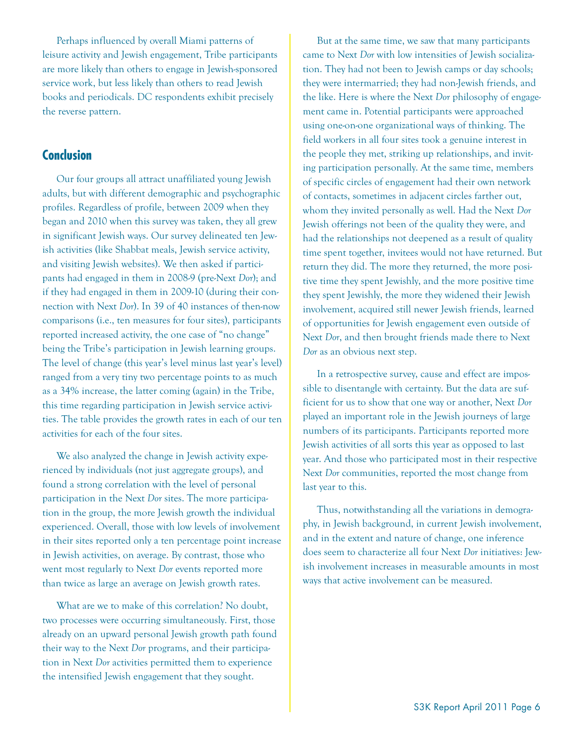Perhaps influenced by overall Miami patterns of leisure activity and Jewish engagement, Tribe participants are more likely than others to engage in Jewish-sponsored service work, but less likely than others to read Jewish books and periodicals. DC respondents exhibit precisely the reverse pattern.

## Conclusion

Our four groups all attract unaffiliated young Jewish adults, but with different demographic and psychographic profiles. Regardless of profile, between 2009 when they began and 2010 when this survey was taken, they all grew in significant Jewish ways. Our survey delineated ten Jewish activities (like Shabbat meals, Jewish service activity, and visiting Jewish websites). We then asked if participants had engaged in them in 2008-9 (pre-Next *Dor*); and if they had engaged in them in 2009-10 (during their connection with Next *Dor*). In 39 of 40 instances of then-now comparisons (i.e., ten measures for four sites), participants reported increased activity, the one case of "no change" being the Tribe's participation in Jewish learning groups. The level of change (this year's level minus last year's level) ranged from a very tiny two percentage points to as much as a 34% increase, the latter coming (again) in the Tribe, this time regarding participation in Jewish service activities. The table provides the growth rates in each of our ten activities for each of the four sites.

We also analyzed the change in Jewish activity experienced by individuals (not just aggregate groups), and found a strong correlation with the level of personal participation in the Next *Dor* sites. The more participation in the group, the more Jewish growth the individual experienced. Overall, those with low levels of involvement in their sites reported only a ten percentage point increase in Jewish activities, on average. By contrast, those who went most regularly to Next *Dor* events reported more than twice as large an average on Jewish growth rates.

What are we to make of this correlation? No doubt, two processes were occurring simultaneously. First, those already on an upward personal Jewish growth path found their way to the Next *Dor* programs, and their participation in Next *Dor* activities permitted them to experience the intensified Jewish engagement that they sought.

But at the same time, we saw that many participants came to Next *Dor* with low intensities of Jewish socialization. They had not been to Jewish camps or day schools; they were intermarried; they had non-Jewish friends, and the like. Here is where the Next *Dor* philosophy of engagement came in. Potential participants were approached using one-on-one organizational ways of thinking. The field workers in all four sites took a genuine interest in the people they met, striking up relationships, and inviting participation personally. At the same time, members of specific circles of engagement had their own network of contacts, sometimes in adjacent circles farther out, whom they invited personally as well. Had the Next *Dor* Jewish offerings not been of the quality they were, and had the relationships not deepened as a result of quality time spent together, invitees would not have returned. But return they did. The more they returned, the more positive time they spent Jewishly, and the more positive time they spent Jewishly, the more they widened their Jewish involvement, acquired still newer Jewish friends, learned of opportunities for Jewish engagement even outside of Next *Dor*, and then brought friends made there to Next *Dor* as an obvious next step.

In a retrospective survey, cause and effect are impossible to disentangle with certainty. But the data are sufficient for us to show that one way or another, Next *Dor* played an important role in the Jewish journeys of large numbers of its participants. Participants reported more Jewish activities of all sorts this year as opposed to last year. And those who participated most in their respective Next *Dor* communities, reported the most change from last year to this.

Thus, notwithstanding all the variations in demography, in Jewish background, in current Jewish involvement, and in the extent and nature of change, one inference does seem to characterize all four Next *Dor* initiatives: Jewish involvement increases in measurable amounts in most ways that active involvement can be measured.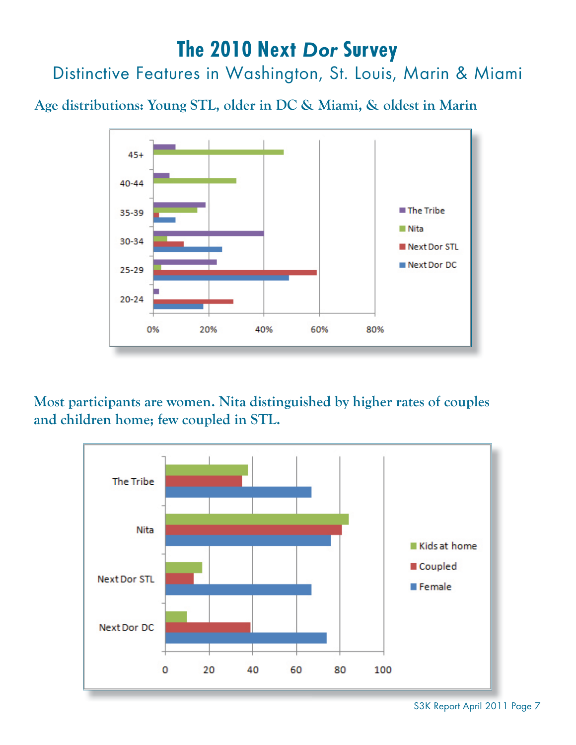# The 2010 Next *Dor* Survey

## Distinctive Features in Washington, St. Louis, Marin & Miami

### Age distributions: Young STL, older in DC & Miami, & oldest in Marin

### Most participants are women. Nita distinguished by higher rates of couples and children home; few coupled in STL.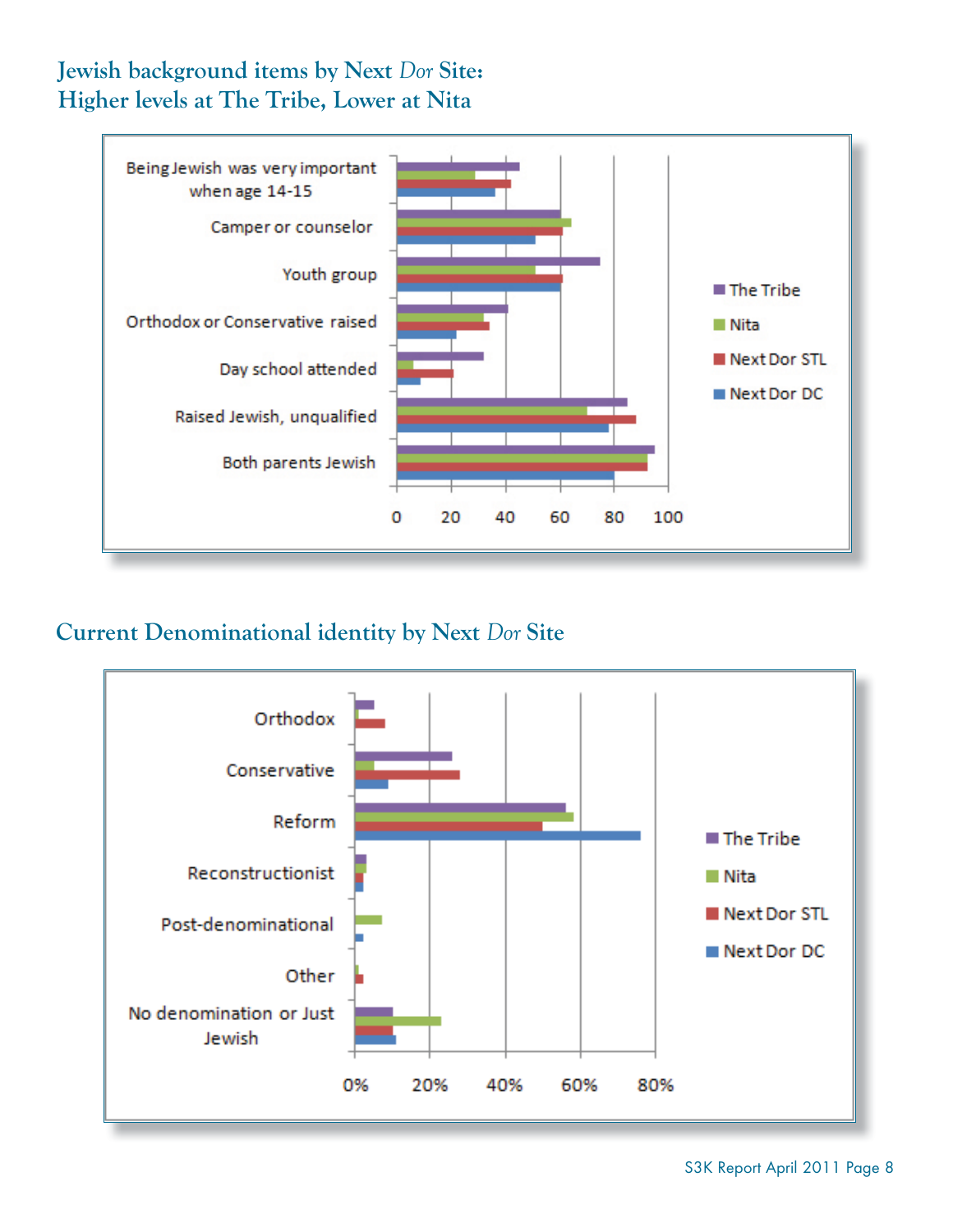## Jewish background items by Next *Dor* Site: Higher levels at The Tribe, Lower at Nita

Being Jewish was very important when age 14-15

Camper or counselor

Youth group

Orthodox or Conservative raised

Day school attended

Raised Jewish, unqualified

Both parents Jewish

0 20 40 60 80 100

The Tribe
Nita
Next Dor STL
Next Dor DC

## Current Denominational identity by Next *Dor* Site

Orthodox

Conservative

Reform

Reconstructionist

Post-denominational

Other

No denomination or Just Jewish

0% 20% 40% 60% 80%

The Tribe
Nita
Next Dor STL
Next Dor DC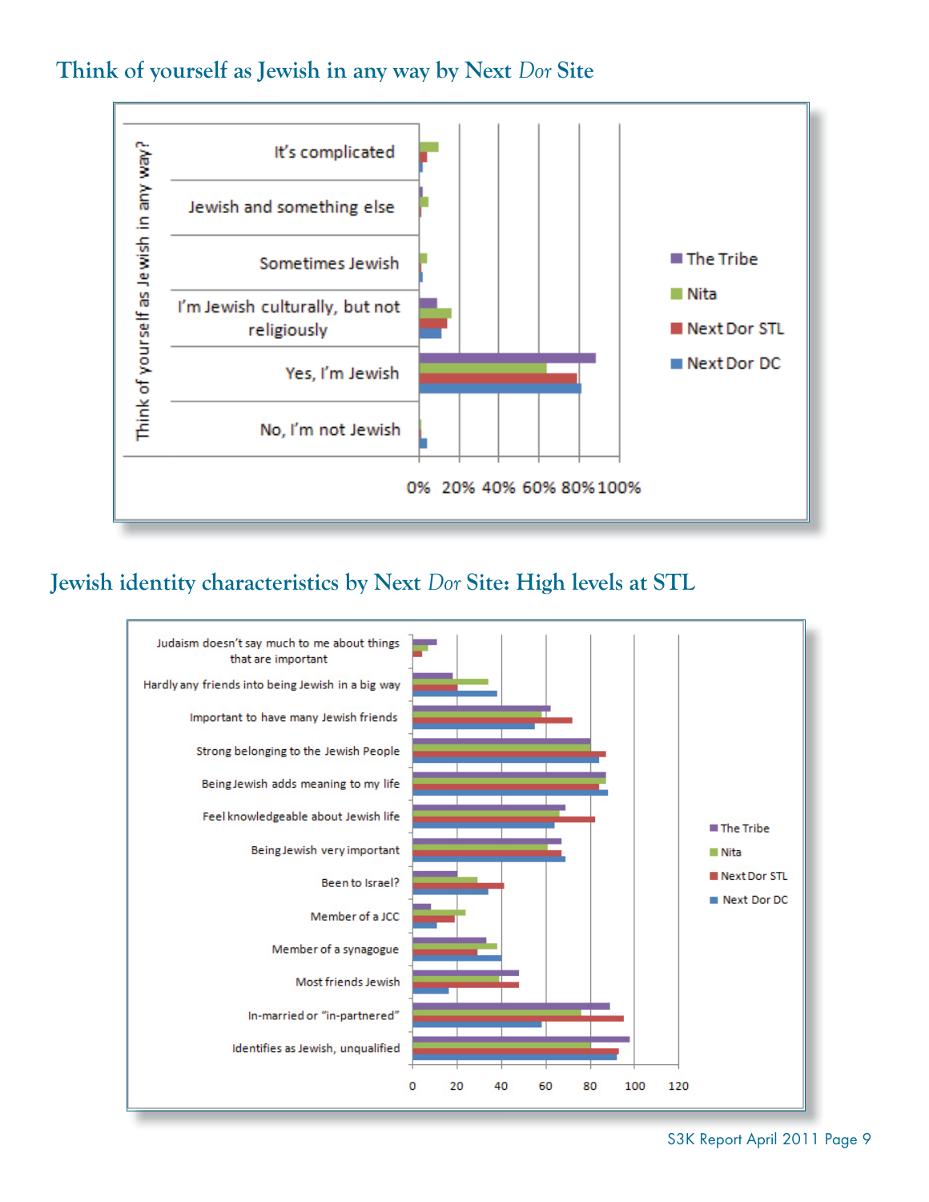## Think of yourself as Jewish in any way by Next *Dor* Site

Think of yourself as Jewish in any way?

- It's complicated
- Jewish and something else
- Sometimes Jewish
- I'm Jewish culturally, but not religiously
- Yes, I'm Jewish
- No, I'm not Jewish

0% 20% 40% 60% 80% 100%

■ The Tribe ■ Nita ■ Next Dor STL ■ Next Dor DC

## Jewish identity characteristics by Next *Dor* Site: High levels at STL

- Judaism doesn't say much to me about things that are important
- Hardly any friends into being Jewish in a big way
- Important to have many Jewish friends
- Strong belonging to the Jewish People
- Being Jewish adds meaning to my life
- Feel knowledgeable about Jewish life
- Being Jewish very important
- Been to Israel?
- Member of a JCC
- Member of a synagogue
- Most friends Jewish
- In-married or "in-partnered"
- Identifies as Jewish, unqualified

0 20 40 60 80 100 120

■ The Tribe ■ Nita ■ Next Dor STL ■ Next Dor DC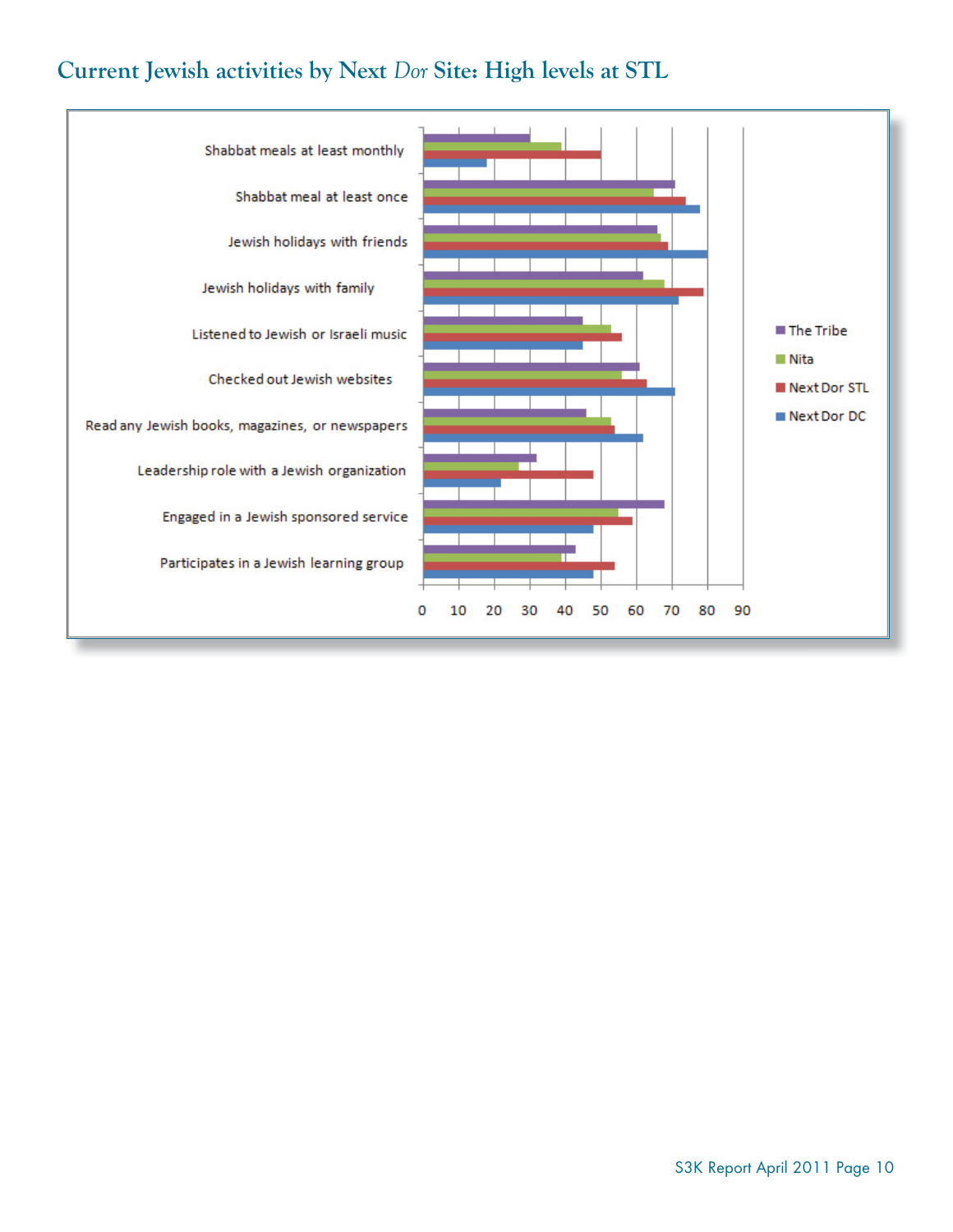## Current Jewish activities by Next *Dor* Site: High levels at STL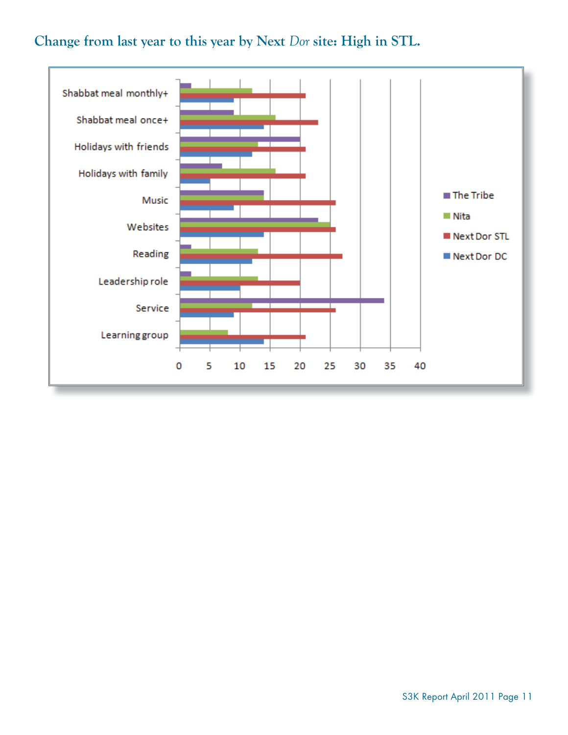## Change from last year to this year by Next *Dor* site: High in STL.

| | The Tribe | Nita | Next Dor STL | Next Dor DC |
|---|---|---|---|---|
| Shabbat meal monthly+ | 2 | 12 | 21 | 9 |
| Shabbat meal once+ | 9 | 16 | 23 | 14 |
| Holidays with friends | 20 | 13 | 21 | 12 |
| Holidays with family | 7 | 16 | 21 | 5 |
| Music | 14 | 14 | 26 | 9 |
| Websites | 23 | 25 | 26 | 14 |
| Reading | 2 | 13 | 27 | 12 |
| Leadership role | 2 | 13 | 20 | 10 |
| Service | 34 | 12 | 26 | 9 |
| Learning group | 0 | 8 | 21 | 14 |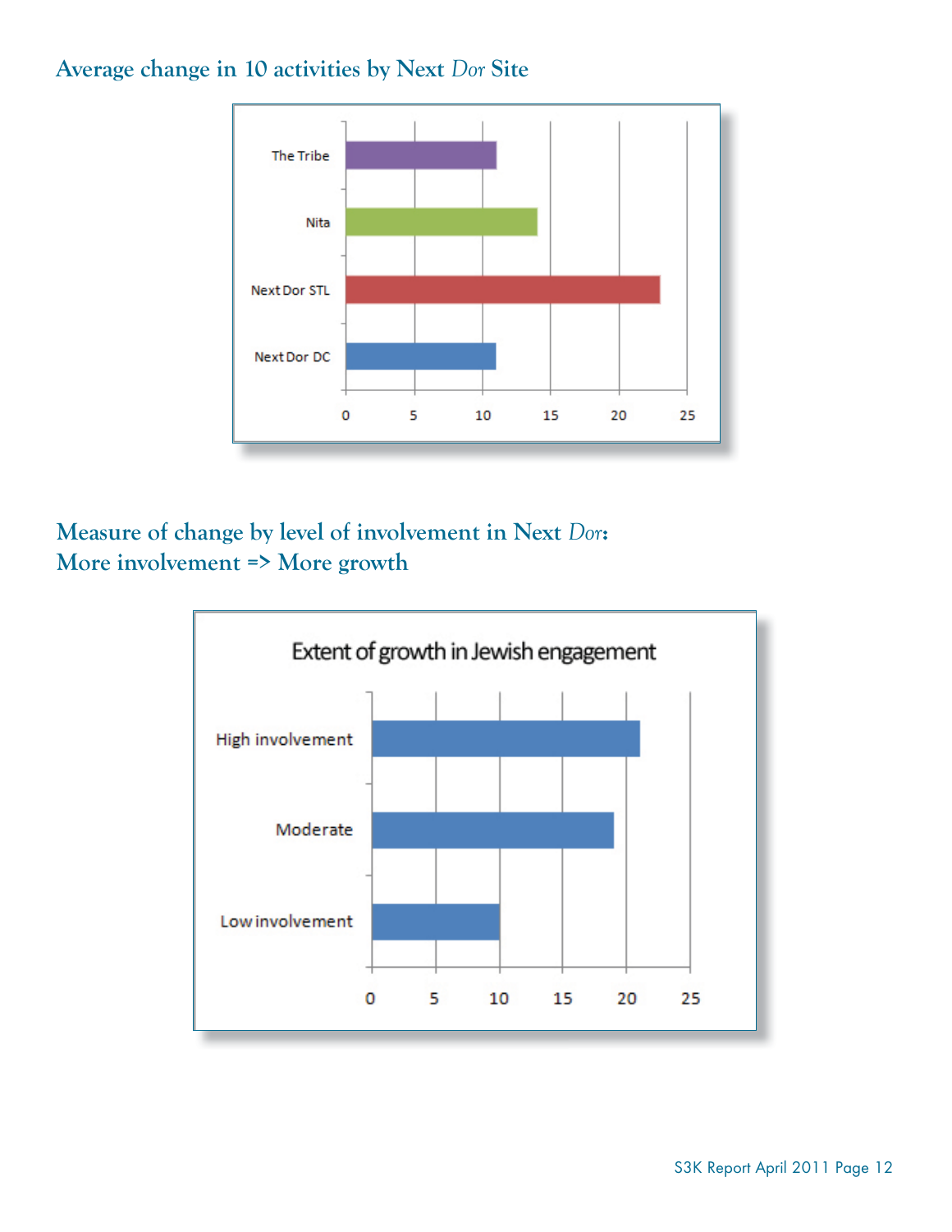## Average change in 10 activities by Next *Dor* Site

| Site | Value |
|---|---|
| The Tribe | 11 |
| Nita | 14 |
| Next Dor STL | 23 |
| Next Dor DC | 11 |

## Measure of change by level of involvement in Next *Dor*: More involvement => More growth

Extent of growth in Jewish engagement

| Level | Value |
|---|---|
| High involvement | 21 |
| Moderate | 19 |
| Low involvement | 10 |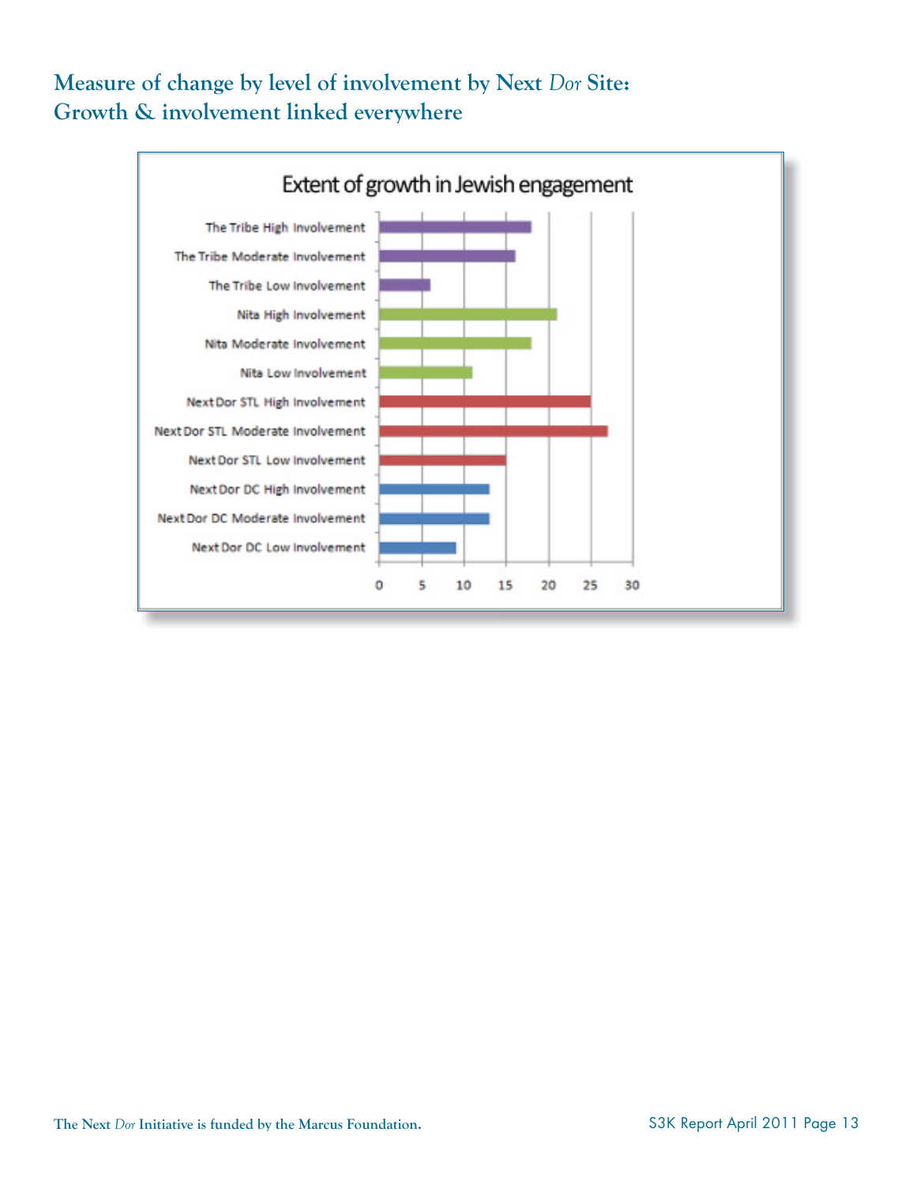## Measure of change by level of involvement by Next *Dor* Site: Growth & involvement linked everywhere

Extent of growth in Jewish engagement

| Group | Value |
|---|---|
| The Tribe High Involvement | 18 |
| The Tribe Moderate Involvement | 16 |
| The Tribe Low Involvement | 6 |
| Nita High Involvement | 21 |
| Nita Moderate Involvement | 18 |
| Nita Low Involvement | 11 |
| Next Dor STL High Involvement | 25 |
| Next Dor STL Moderate Involvement | 27 |
| Next Dor STL Low Involvement | 15 |
| Next Dor DC High Involvement | 13 |
| Next Dor DC Moderate Involvement | 13 |
| Next Dor DC Low Involvement | 9 |

The Next *Dor* Initiative is funded by the Marcus Foundation.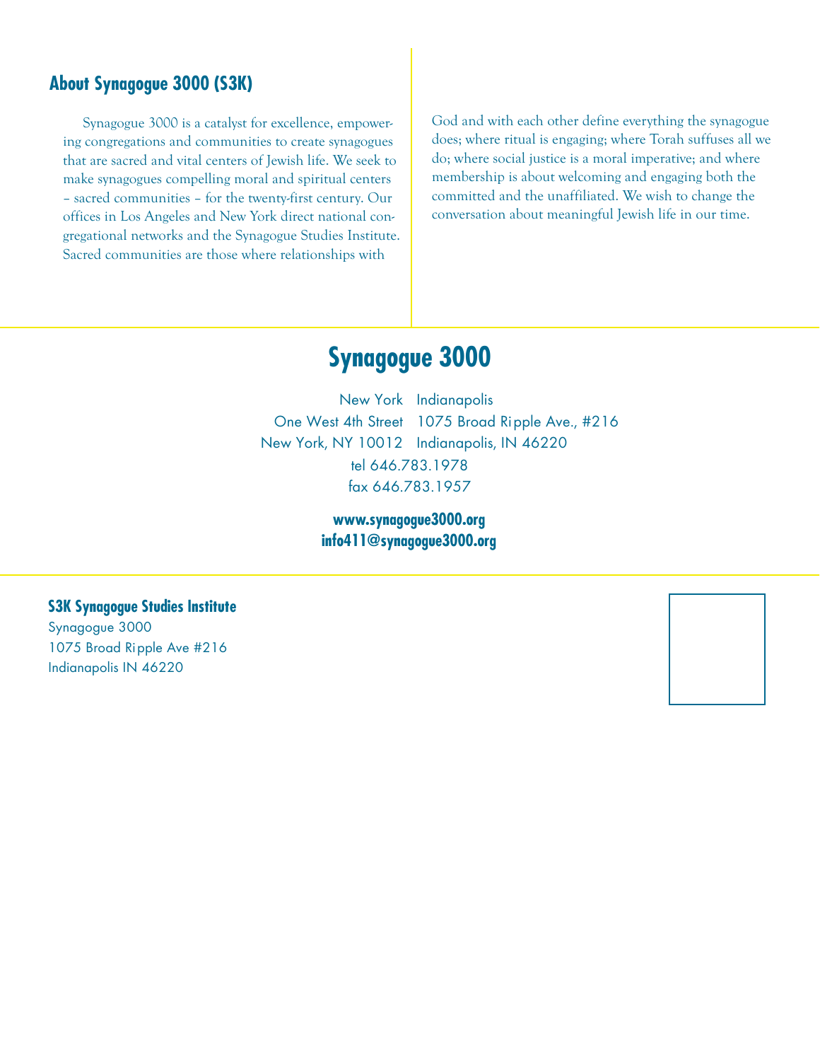## About Synagogue 3000 (S3K)

Synagogue 3000 is a catalyst for excellence, empowering congregations and communities to create synagogues that are sacred and vital centers of Jewish life. We seek to make synagogues compelling moral and spiritual centers – sacred communities – for the twenty-first century. Our offices in Los Angeles and New York direct national congregational networks and the Synagogue Studies Institute. Sacred communities are those where relationships with God and with each other define everything the synagogue does; where ritual is engaging; where Torah suffuses all we do; where social justice is a moral imperative; and where membership is about welcoming and engaging both the committed and the unaffiliated. We wish to change the conversation about meaningful Jewish life in our time.

# Synagogue 3000

| New York | Indianapolis |
| --- | --- |
| One West 4th Street | 1075 Broad Ripple Ave., #216 |
| New York, NY 10012 | Indianapolis, IN 46220 |

tel 646.783.1978
fax 646.783.1957

**www.synagogue3000.org**
**info411@synagogue3000.org**

**S3K Synagogue Studies Institute**
Synagogue 3000
1075 Broad Ripple Ave #216
Indianapolis IN 46220